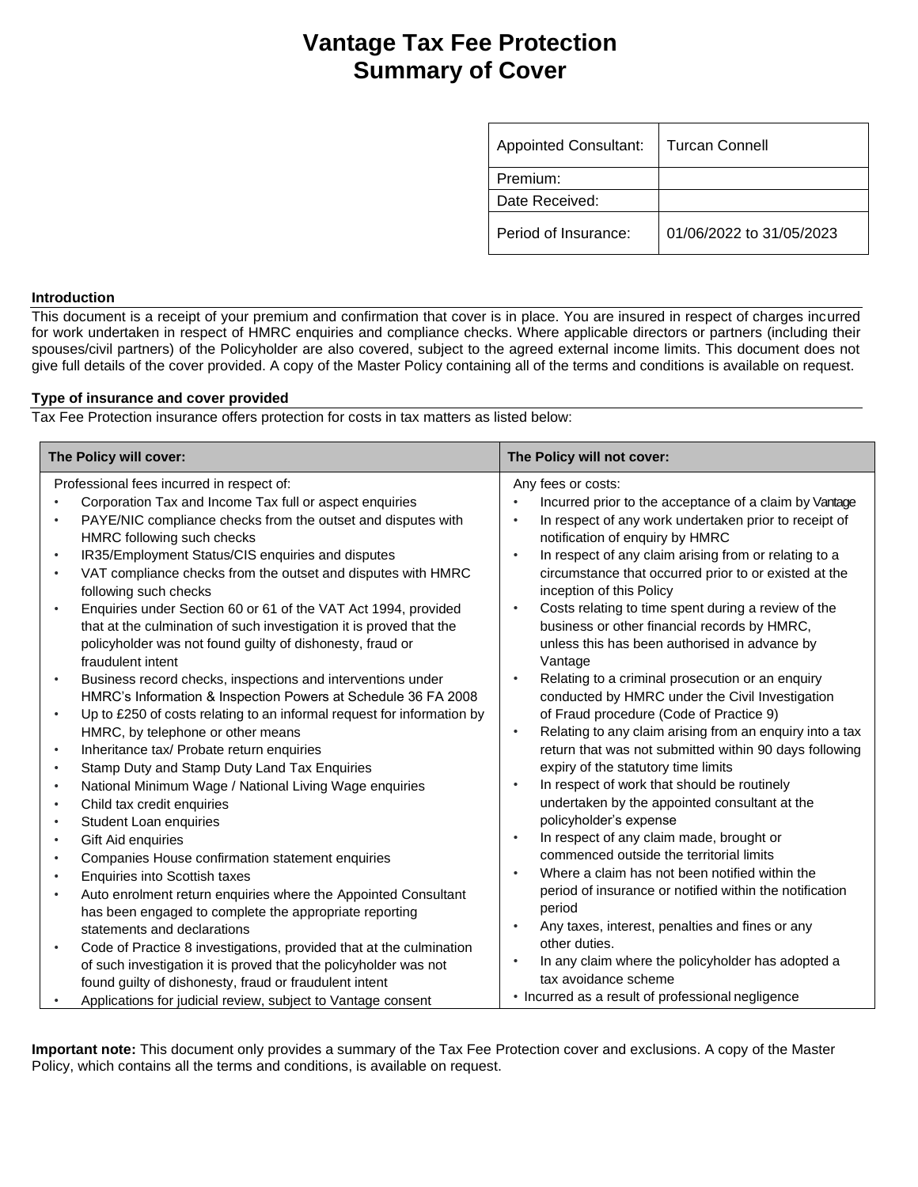# Vantage Tax Fee Protection
# Summary of Cover

| Appointed Consultant: | Turcan Connell |
|---|---|
| Premium: | |
| Date Received: | |
| Period of Insurance: | 01/06/2022 to 31/05/2023 |

### Introduction

This document is a receipt of your premium and confirmation that cover is in place. You are insured in respect of charges incurred for work undertaken in respect of HMRC enquiries and compliance checks. Where applicable directors or partners (including their spouses/civil partners) of the Policyholder are also covered, subject to the agreed external income limits. This document does not give full details of the cover provided. A copy of the Master Policy containing all of the terms and conditions is available on request.

### Type of insurance and cover provided

Tax Fee Protection insurance offers protection for costs in tax matters as listed below:

| The Policy will cover: | The Policy will not cover: |
|---|---|
| Professional fees incurred in respect of:<br>• Corporation Tax and Income Tax full or aspect enquiries<br>• PAYE/NIC compliance checks from the outset and disputes with HMRC following such checks<br>• IR35/Employment Status/CIS enquiries and disputes<br>• VAT compliance checks from the outset and disputes with HMRC following such checks<br>• Enquiries under Section 60 or 61 of the VAT Act 1994, provided that at the culmination of such investigation it is proved that the policyholder was not found guilty of dishonesty, fraud or fraudulent intent<br>• Business record checks, inspections and interventions under HMRC's Information & Inspection Powers at Schedule 36 FA 2008<br>• Up to £250 of costs relating to an informal request for information by HMRC, by telephone or other means<br>• Inheritance tax/ Probate return enquiries<br>• Stamp Duty and Stamp Duty Land Tax Enquiries<br>• National Minimum Wage / National Living Wage enquiries<br>• Child tax credit enquiries<br>• Student Loan enquiries<br>• Gift Aid enquiries<br>• Companies House confirmation statement enquiries<br>• Enquiries into Scottish taxes<br>• Auto enrolment return enquiries where the Appointed Consultant has been engaged to complete the appropriate reporting statements and declarations<br>• Code of Practice 8 investigations, provided that at the culmination of such investigation it is proved that the policyholder was not found guilty of dishonesty, fraud or fraudulent intent<br>• Applications for judicial review, subject to Vantage consent | Any fees or costs:<br>• Incurred prior to the acceptance of a claim by Vantage<br>• In respect of any work undertaken prior to receipt of notification of enquiry by HMRC<br>• In respect of any claim arising from or relating to a circumstance that occurred prior to or existed at the inception of this Policy<br>• Costs relating to time spent during a review of the business or other financial records by HMRC, unless this has been authorised in advance by Vantage<br>• Relating to a criminal prosecution or an enquiry conducted by HMRC under the Civil Investigation of Fraud procedure (Code of Practice 9)<br>• Relating to any claim arising from an enquiry into a tax return that was not submitted within 90 days following expiry of the statutory time limits<br>• In respect of work that should be routinely undertaken by the appointed consultant at the policyholder's expense<br>• In respect of any claim made, brought or commenced outside the territorial limits<br>• Where a claim has not been notified within the period of insurance or notified within the notification period<br>• Any taxes, interest, penalties and fines or any other duties.<br>• In any claim where the policyholder has adopted a tax avoidance scheme<br>• Incurred as a result of professional negligence |

**Important note:** This document only provides a summary of the Tax Fee Protection cover and exclusions. A copy of the Master Policy, which contains all the terms and conditions, is available on request.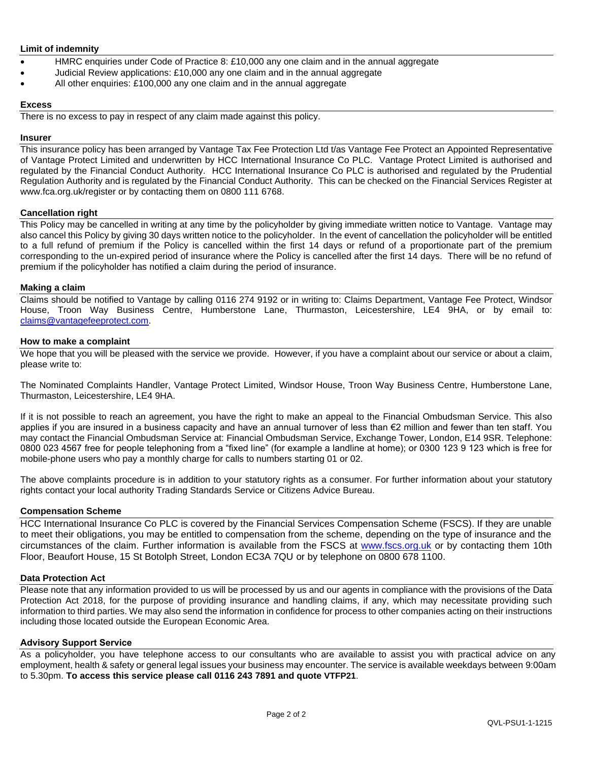## Limit of indemnity

- HMRC enquiries under Code of Practice 8: £10,000 any one claim and in the annual aggregate
- Judicial Review applications: £10,000 any one claim and in the annual aggregate
- All other enquiries: £100,000 any one claim and in the annual aggregate

## Excess

There is no excess to pay in respect of any claim made against this policy.

## Insurer

This insurance policy has been arranged by Vantage Tax Fee Protection Ltd t/as Vantage Fee Protect an Appointed Representative of Vantage Protect Limited and underwritten by HCC International Insurance Co PLC. Vantage Protect Limited is authorised and regulated by the Financial Conduct Authority. HCC International Insurance Co PLC is authorised and regulated by the Prudential Regulation Authority and is regulated by the Financial Conduct Authority. This can be checked on the Financial Services Register at www.fca.org.uk/register or by contacting them on 0800 111 6768.

## Cancellation right

This Policy may be cancelled in writing at any time by the policyholder by giving immediate written notice to Vantage. Vantage may also cancel this Policy by giving 30 days written notice to the policyholder. In the event of cancellation the policyholder will be entitled to a full refund of premium if the Policy is cancelled within the first 14 days or refund of a proportionate part of the premium corresponding to the un-expired period of insurance where the Policy is cancelled after the first 14 days. There will be no refund of premium if the policyholder has notified a claim during the period of insurance.

## Making a claim

Claims should be notified to Vantage by calling 0116 274 9192 or in writing to: Claims Department, Vantage Fee Protect, Windsor House, Troon Way Business Centre, Humberstone Lane, Thurmaston, Leicestershire, LE4 9HA, or by email to: claims@vantagefeeprotect.com.

## How to make a complaint

We hope that you will be pleased with the service we provide. However, if you have a complaint about our service or about a claim, please write to:

The Nominated Complaints Handler, Vantage Protect Limited, Windsor House, Troon Way Business Centre, Humberstone Lane, Thurmaston, Leicestershire, LE4 9HA.

If it is not possible to reach an agreement, you have the right to make an appeal to the Financial Ombudsman Service. This also applies if you are insured in a business capacity and have an annual turnover of less than €2 million and fewer than ten staff. You may contact the Financial Ombudsman Service at: Financial Ombudsman Service, Exchange Tower, London, E14 9SR. Telephone: 0800 023 4567 free for people telephoning from a "fixed line" (for example a landline at home); or 0300 123 9 123 which is free for mobile-phone users who pay a monthly charge for calls to numbers starting 01 or 02.

The above complaints procedure is in addition to your statutory rights as a consumer. For further information about your statutory rights contact your local authority Trading Standards Service or Citizens Advice Bureau.

## Compensation Scheme

HCC International Insurance Co PLC is covered by the Financial Services Compensation Scheme (FSCS). If they are unable to meet their obligations, you may be entitled to compensation from the scheme, depending on the type of insurance and the circumstances of the claim. Further information is available from the FSCS at www.fscs.org.uk or by contacting them 10th Floor, Beaufort House, 15 St Botolph Street, London EC3A 7QU or by telephone on 0800 678 1100.

## Data Protection Act

Please note that any information provided to us will be processed by us and our agents in compliance with the provisions of the Data Protection Act 2018, for the purpose of providing insurance and handling claims, if any, which may necessitate providing such information to third parties. We may also send the information in confidence for process to other companies acting on their instructions including those located outside the European Economic Area.

## Advisory Support Service

As a policyholder, you have telephone access to our consultants who are available to assist you with practical advice on any employment, health & safety or general legal issues your business may encounter. The service is available weekdays between 9:00am to 5.30pm. **To access this service please call 0116 243 7891 and quote VTFP21**.

QVL-PSU1-1-1215